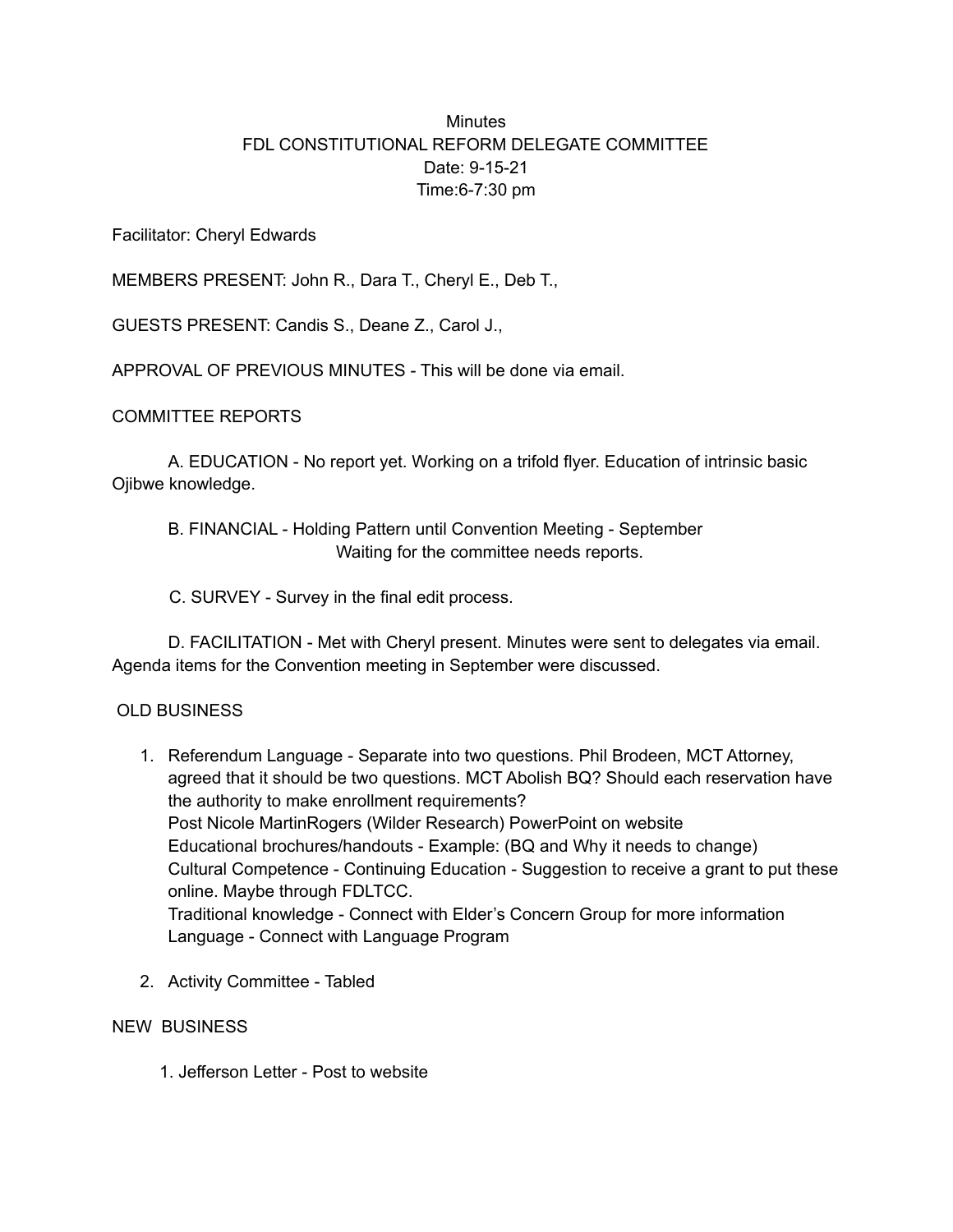Minutes

FDL CONSTITUTIONAL REFORM DELEGATE COMMITTEE

Date: 9-15-21

Time:6-7:30 pm

Facilitator: Cheryl Edwards

MEMBERS PRESENT: John R., Dara T., Cheryl E., Deb T.,

GUESTS PRESENT: Candis S., Deane Z., Carol J.,

APPROVAL OF PREVIOUS MINUTES - This will be done via email.

COMMITTEE REPORTS

A. EDUCATION - No report yet. Working on a trifold flyer. Education of intrinsic basic Ojibwe knowledge.

B. FINANCIAL - Holding Pattern until Convention Meeting - September
Waiting for the committee needs reports.

C. SURVEY - Survey in the final edit process.

D. FACILITATION - Met with Cheryl present. Minutes were sent to delegates via email. Agenda items for the Convention meeting in September were discussed.

OLD BUSINESS

1. Referendum Language - Separate into two questions. Phil Brodeen, MCT Attorney, agreed that it should be two questions. MCT Abolish BQ? Should each reservation have the authority to make enrollment requirements?
   Post Nicole MartinRogers (Wilder Research) PowerPoint on website
   Educational brochures/handouts - Example: (BQ and Why it needs to change)
   Cultural Competence - Continuing Education - Suggestion to receive a grant to put these online. Maybe through FDLTCC.
   Traditional knowledge - Connect with Elder's Concern Group for more information
   Language - Connect with Language Program
2. Activity Committee - Tabled

NEW BUSINESS

1. Jefferson Letter - Post to website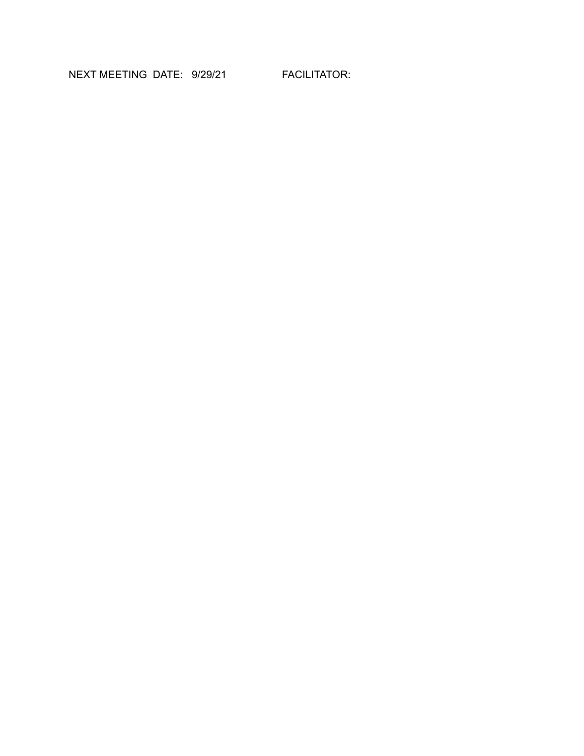NEXT MEETING DATE: 9/29/21 FACILITATOR: